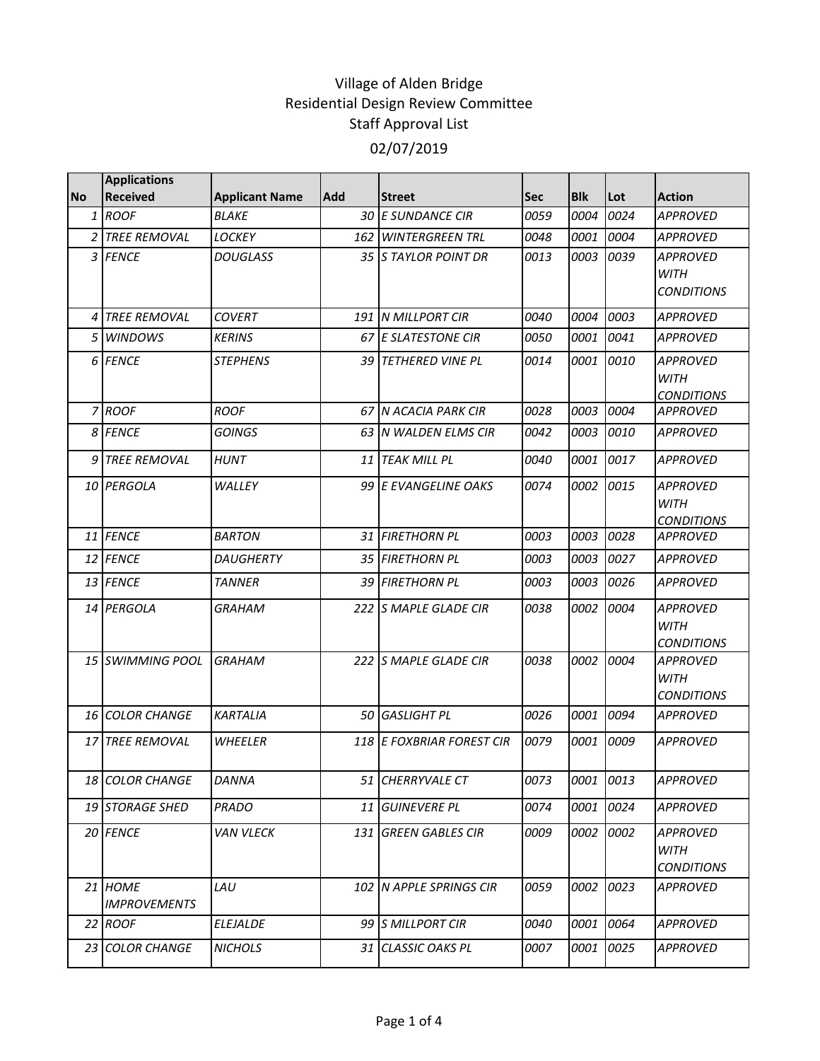# Village of Alden Bridge
## Residential Design Review Committee
## Staff Approval List
## 02/07/2019

| No | Applications Received | Applicant Name | Add | Street | Sec | Blk | Lot | Action |
|---|---|---|---|---|---|---|---|---|
| 1 | ROOF | BLAKE | 30 | E SUNDANCE CIR | 0059 | 0004 | 0024 | APPROVED |
| 2 | TREE REMOVAL | LOCKEY | 162 | WINTERGREEN TRL | 0048 | 0001 | 0004 | APPROVED |
| 3 | FENCE | DOUGLASS | 35 | S TAYLOR POINT DR | 0013 | 0003 | 0039 | APPROVED WITH CONDITIONS |
| 4 | TREE REMOVAL | COVERT | 191 | N MILLPORT CIR | 0040 | 0004 | 0003 | APPROVED |
| 5 | WINDOWS | KERINS | 67 | E SLATESTONE CIR | 0050 | 0001 | 0041 | APPROVED |
| 6 | FENCE | STEPHENS | 39 | TETHERED VINE PL | 0014 | 0001 | 0010 | APPROVED WITH CONDITIONS |
| 7 | ROOF | ROOF | 67 | N ACACIA PARK CIR | 0028 | 0003 | 0004 | APPROVED |
| 8 | FENCE | GOINGS | 63 | N WALDEN ELMS CIR | 0042 | 0003 | 0010 | APPROVED |
| 9 | TREE REMOVAL | HUNT | 11 | TEAK MILL PL | 0040 | 0001 | 0017 | APPROVED |
| 10 | PERGOLA | WALLEY | 99 | E EVANGELINE OAKS | 0074 | 0002 | 0015 | APPROVED WITH CONDITIONS |
| 11 | FENCE | BARTON | 31 | FIRETHORN PL | 0003 | 0003 | 0028 | APPROVED |
| 12 | FENCE | DAUGHERTY | 35 | FIRETHORN PL | 0003 | 0003 | 0027 | APPROVED |
| 13 | FENCE | TANNER | 39 | FIRETHORN PL | 0003 | 0003 | 0026 | APPROVED |
| 14 | PERGOLA | GRAHAM | 222 | S MAPLE GLADE CIR | 0038 | 0002 | 0004 | APPROVED WITH CONDITIONS |
| 15 | SWIMMING POOL | GRAHAM | 222 | S MAPLE GLADE CIR | 0038 | 0002 | 0004 | APPROVED WITH CONDITIONS |
| 16 | COLOR CHANGE | KARTALIA | 50 | GASLIGHT PL | 0026 | 0001 | 0094 | APPROVED |
| 17 | TREE REMOVAL | WHEELER | 118 | E FOXBRIAR FOREST CIR | 0079 | 0001 | 0009 | APPROVED |
| 18 | COLOR CHANGE | DANNA | 51 | CHERRYVALE CT | 0073 | 0001 | 0013 | APPROVED |
| 19 | STORAGE SHED | PRADO | 11 | GUINEVERE PL | 0074 | 0001 | 0024 | APPROVED |
| 20 | FENCE | VAN VLECK | 131 | GREEN GABLES CIR | 0009 | 0002 | 0002 | APPROVED WITH CONDITIONS |
| 21 | HOME IMPROVEMENTS | LAU | 102 | N APPLE SPRINGS CIR | 0059 | 0002 | 0023 | APPROVED |
| 22 | ROOF | ELEJALDE | 99 | S MILLPORT CIR | 0040 | 0001 | 0064 | APPROVED |
| 23 | COLOR CHANGE | NICHOLS | 31 | CLASSIC OAKS PL | 0007 | 0001 | 0025 | APPROVED |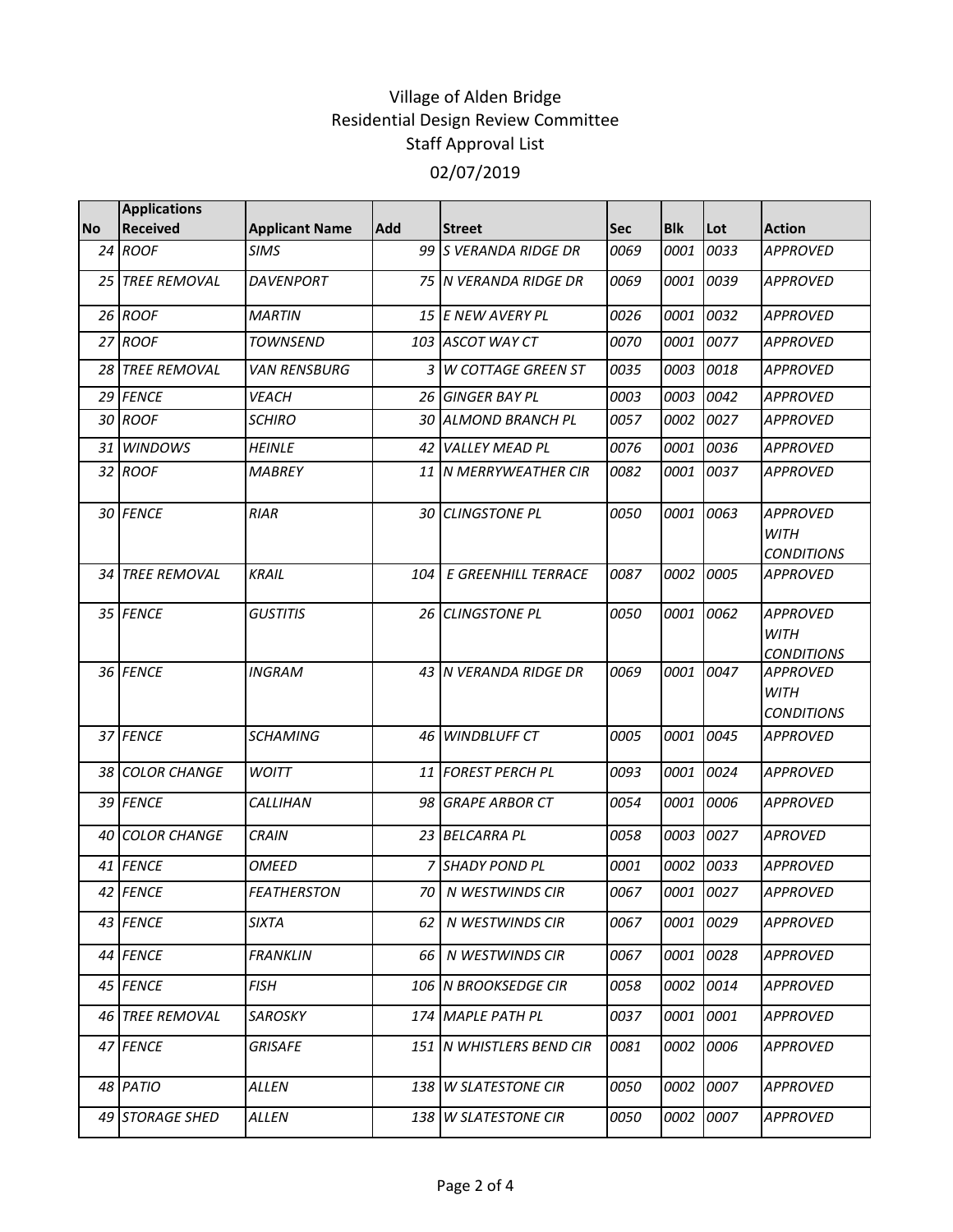# Village of Alden Bridge
## Residential Design Review Committee
## Staff Approval List
## 02/07/2019

| No | Applications Received | Applicant Name | Add | Street | Sec | Blk | Lot | Action |
|---|---|---|---|---|---|---|---|---|
| 24 | ROOF | SIMS | 99 | S VERANDA RIDGE DR | 0069 | 0001 | 0033 | APPROVED |
| 25 | TREE REMOVAL | DAVENPORT | 75 | N VERANDA RIDGE DR | 0069 | 0001 | 0039 | APPROVED |
| 26 | ROOF | MARTIN | 15 | E NEW AVERY PL | 0026 | 0001 | 0032 | APPROVED |
| 27 | ROOF | TOWNSEND | 103 | ASCOT WAY CT | 0070 | 0001 | 0077 | APPROVED |
| 28 | TREE REMOVAL | VAN RENSBURG | 3 | W COTTAGE GREEN ST | 0035 | 0003 | 0018 | APPROVED |
| 29 | FENCE | VEACH | 26 | GINGER BAY PL | 0003 | 0003 | 0042 | APPROVED |
| 30 | ROOF | SCHIRO | 30 | ALMOND BRANCH PL | 0057 | 0002 | 0027 | APPROVED |
| 31 | WINDOWS | HEINLE | 42 | VALLEY MEAD PL | 0076 | 0001 | 0036 | APPROVED |
| 32 | ROOF | MABREY | 11 | N MERRYWEATHER CIR | 0082 | 0001 | 0037 | APPROVED |
| 30 | FENCE | RIAR | 30 | CLINGSTONE PL | 0050 | 0001 | 0063 | APPROVED WITH CONDITIONS |
| 34 | TREE REMOVAL | KRAIL | 104 | E GREENHILL TERRACE | 0087 | 0002 | 0005 | APPROVED |
| 35 | FENCE | GUSTITIS | 26 | CLINGSTONE PL | 0050 | 0001 | 0062 | APPROVED WITH CONDITIONS |
| 36 | FENCE | INGRAM | 43 | N VERANDA RIDGE DR | 0069 | 0001 | 0047 | APPROVED WITH CONDITIONS |
| 37 | FENCE | SCHAMING | 46 | WINDBLUFF CT | 0005 | 0001 | 0045 | APPROVED |
| 38 | COLOR CHANGE | WOITT | 11 | FOREST PERCH PL | 0093 | 0001 | 0024 | APPROVED |
| 39 | FENCE | CALLIHAN | 98 | GRAPE ARBOR CT | 0054 | 0001 | 0006 | APPROVED |
| 40 | COLOR CHANGE | CRAIN | 23 | BELCARRA PL | 0058 | 0003 | 0027 | APROVED |
| 41 | FENCE | OMEED | 7 | SHADY POND PL | 0001 | 0002 | 0033 | APPROVED |
| 42 | FENCE | FEATHERSTON | 70 | N WESTWINDS CIR | 0067 | 0001 | 0027 | APPROVED |
| 43 | FENCE | SIXTA | 62 | N WESTWINDS CIR | 0067 | 0001 | 0029 | APPROVED |
| 44 | FENCE | FRANKLIN | 66 | N WESTWINDS CIR | 0067 | 0001 | 0028 | APPROVED |
| 45 | FENCE | FISH | 106 | N BROOKSEDGE CIR | 0058 | 0002 | 0014 | APPROVED |
| 46 | TREE REMOVAL | SAROSKY | 174 | MAPLE PATH PL | 0037 | 0001 | 0001 | APPROVED |
| 47 | FENCE | GRISAFE | 151 | N WHISTLERS BEND CIR | 0081 | 0002 | 0006 | APPROVED |
| 48 | PATIO | ALLEN | 138 | W SLATESTONE CIR | 0050 | 0002 | 0007 | APPROVED |
| 49 | STORAGE SHED | ALLEN | 138 | W SLATESTONE CIR | 0050 | 0002 | 0007 | APPROVED |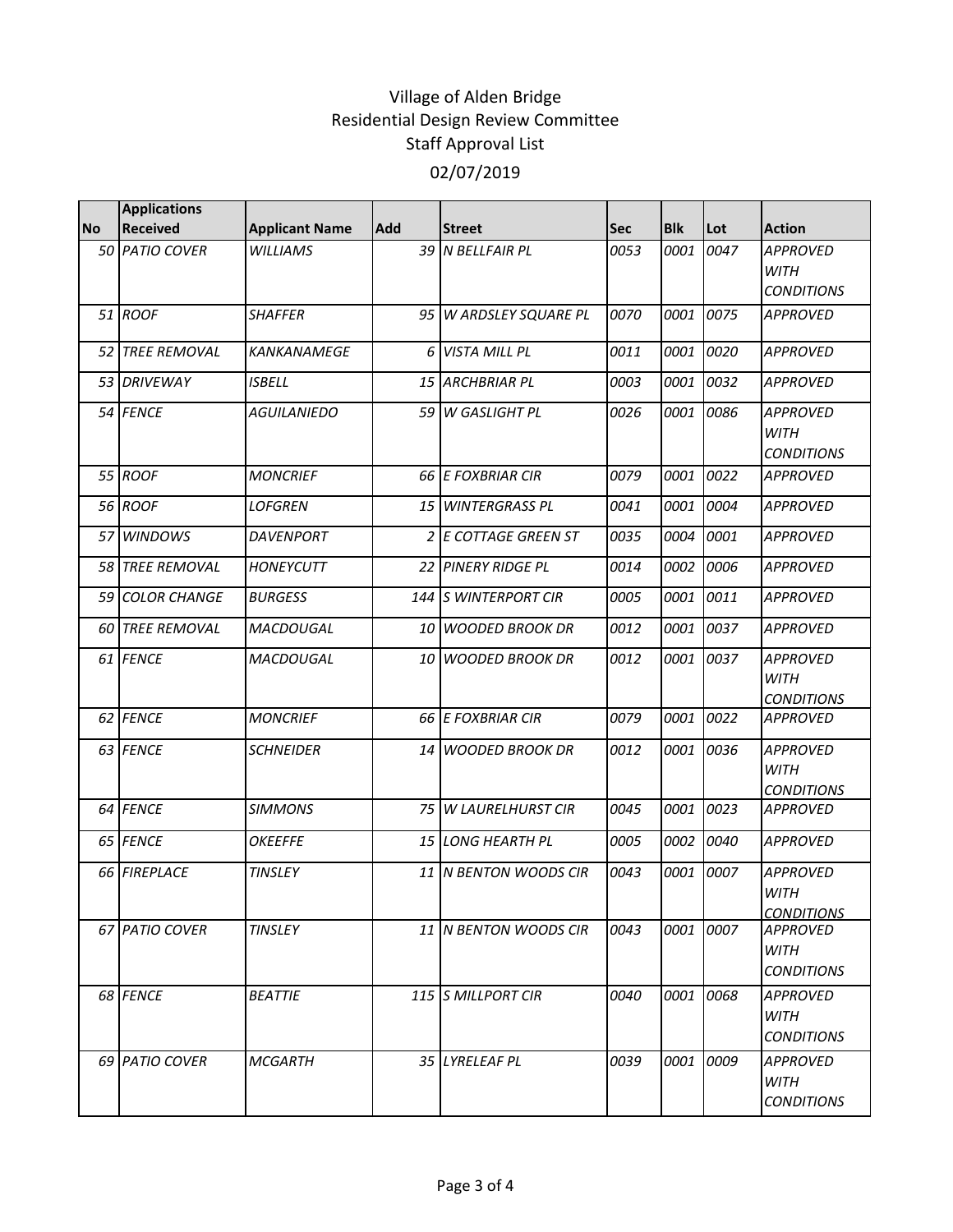# Village of Alden Bridge
## Residential Design Review Committee
## Staff Approval List
## 02/07/2019

| No | Applications Received | Applicant Name | Add | Street | Sec | Blk | Lot | Action |
|---|---|---|---|---|---|---|---|---|
| 50 | PATIO COVER | WILLIAMS | 39 | N BELLFAIR PL | 0053 | 0001 | 0047 | APPROVED WITH CONDITIONS |
| 51 | ROOF | SHAFFER | 95 | W ARDSLEY SQUARE PL | 0070 | 0001 | 0075 | APPROVED |
| 52 | TREE REMOVAL | KANKANAMEGE | 6 | VISTA MILL PL | 0011 | 0001 | 0020 | APPROVED |
| 53 | DRIVEWAY | ISBELL | 15 | ARCHBRIAR PL | 0003 | 0001 | 0032 | APPROVED |
| 54 | FENCE | AGUILANIEDO | 59 | W GASLIGHT PL | 0026 | 0001 | 0086 | APPROVED WITH CONDITIONS |
| 55 | ROOF | MONCRIEF | 66 | E FOXBRIAR CIR | 0079 | 0001 | 0022 | APPROVED |
| 56 | ROOF | LOFGREN | 15 | WINTERGRASS PL | 0041 | 0001 | 0004 | APPROVED |
| 57 | WINDOWS | DAVENPORT | 2 | E COTTAGE GREEN ST | 0035 | 0004 | 0001 | APPROVED |
| 58 | TREE REMOVAL | HONEYCUTT | 22 | PINERY RIDGE PL | 0014 | 0002 | 0006 | APPROVED |
| 59 | COLOR CHANGE | BURGESS | 144 | S WINTERPORT CIR | 0005 | 0001 | 0011 | APPROVED |
| 60 | TREE REMOVAL | MACDOUGAL | 10 | WOODED BROOK DR | 0012 | 0001 | 0037 | APPROVED |
| 61 | FENCE | MACDOUGAL | 10 | WOODED BROOK DR | 0012 | 0001 | 0037 | APPROVED WITH CONDITIONS |
| 62 | FENCE | MONCRIEF | 66 | E FOXBRIAR CIR | 0079 | 0001 | 0022 | APPROVED |
| 63 | FENCE | SCHNEIDER | 14 | WOODED BROOK DR | 0012 | 0001 | 0036 | APPROVED WITH CONDITIONS |
| 64 | FENCE | SIMMONS | 75 | W LAURELHURST CIR | 0045 | 0001 | 0023 | APPROVED |
| 65 | FENCE | OKEEFFE | 15 | LONG HEARTH PL | 0005 | 0002 | 0040 | APPROVED |
| 66 | FIREPLACE | TINSLEY | 11 | N BENTON WOODS CIR | 0043 | 0001 | 0007 | APPROVED WITH CONDITIONS |
| 67 | PATIO COVER | TINSLEY | 11 | N BENTON WOODS CIR | 0043 | 0001 | 0007 | APPROVED WITH CONDITIONS |
| 68 | FENCE | BEATTIE | 115 | S MILLPORT CIR | 0040 | 0001 | 0068 | APPROVED WITH CONDITIONS |
| 69 | PATIO COVER | MCGARTH | 35 | LYRELEAF PL | 0039 | 0001 | 0009 | APPROVED WITH CONDITIONS |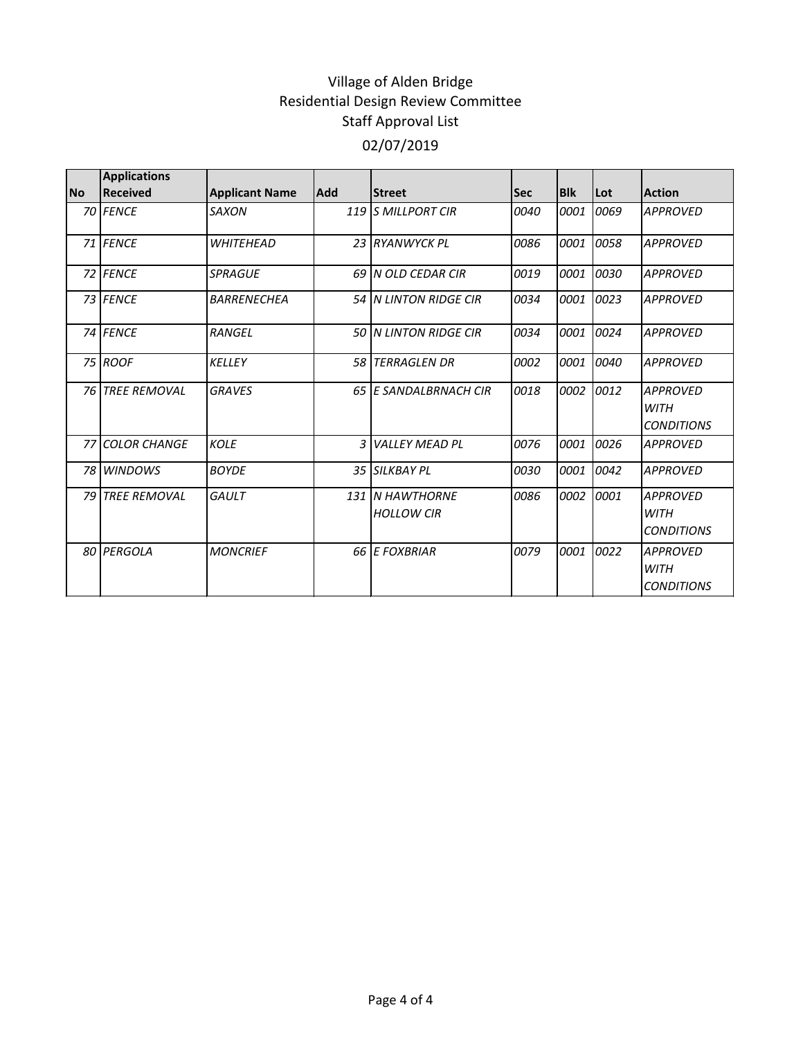Village of Alden Bridge
Residential Design Review Committee
Staff Approval List
02/07/2019

| No | Applications Received | Applicant Name | Add | Street | Sec | Blk | Lot | Action |
|---|---|---|---|---|---|---|---|---|
| *70* | *FENCE* | *SAXON* | *119* | *S MILLPORT CIR* | *0040* | *0001* | *0069* | *APPROVED* |
| *71* | *FENCE* | *WHITEHEAD* | *23* | *RYANWYCK PL* | *0086* | *0001* | *0058* | *APPROVED* |
| *72* | *FENCE* | *SPRAGUE* | *69* | *N OLD CEDAR CIR* | *0019* | *0001* | *0030* | *APPROVED* |
| *73* | *FENCE* | *BARRENECHEA* | *54* | *N LINTON RIDGE CIR* | *0034* | *0001* | *0023* | *APPROVED* |
| *74* | *FENCE* | *RANGEL* | *50* | *N LINTON RIDGE CIR* | *0034* | *0001* | *0024* | *APPROVED* |
| *75* | *ROOF* | *KELLEY* | *58* | *TERRAGLEN DR* | *0002* | *0001* | *0040* | *APPROVED* |
| *76* | *TREE REMOVAL* | *GRAVES* | *65* | *E SANDALBRNACH CIR* | *0018* | *0002* | *0012* | *APPROVED WITH CONDITIONS* |
| *77* | *COLOR CHANGE* | *KOLE* | *3* | *VALLEY MEAD PL* | *0076* | *0001* | *0026* | *APPROVED* |
| *78* | *WINDOWS* | *BOYDE* | *35* | *SILKBAY PL* | *0030* | *0001* | *0042* | *APPROVED* |
| *79* | *TREE REMOVAL* | *GAULT* | *131* | *N HAWTHORNE HOLLOW CIR* | *0086* | *0002* | *0001* | *APPROVED WITH CONDITIONS* |
| *80* | *PERGOLA* | *MONCRIEF* | *66* | *E FOXBRIAR* | *0079* | *0001* | *0022* | *APPROVED WITH CONDITIONS* |